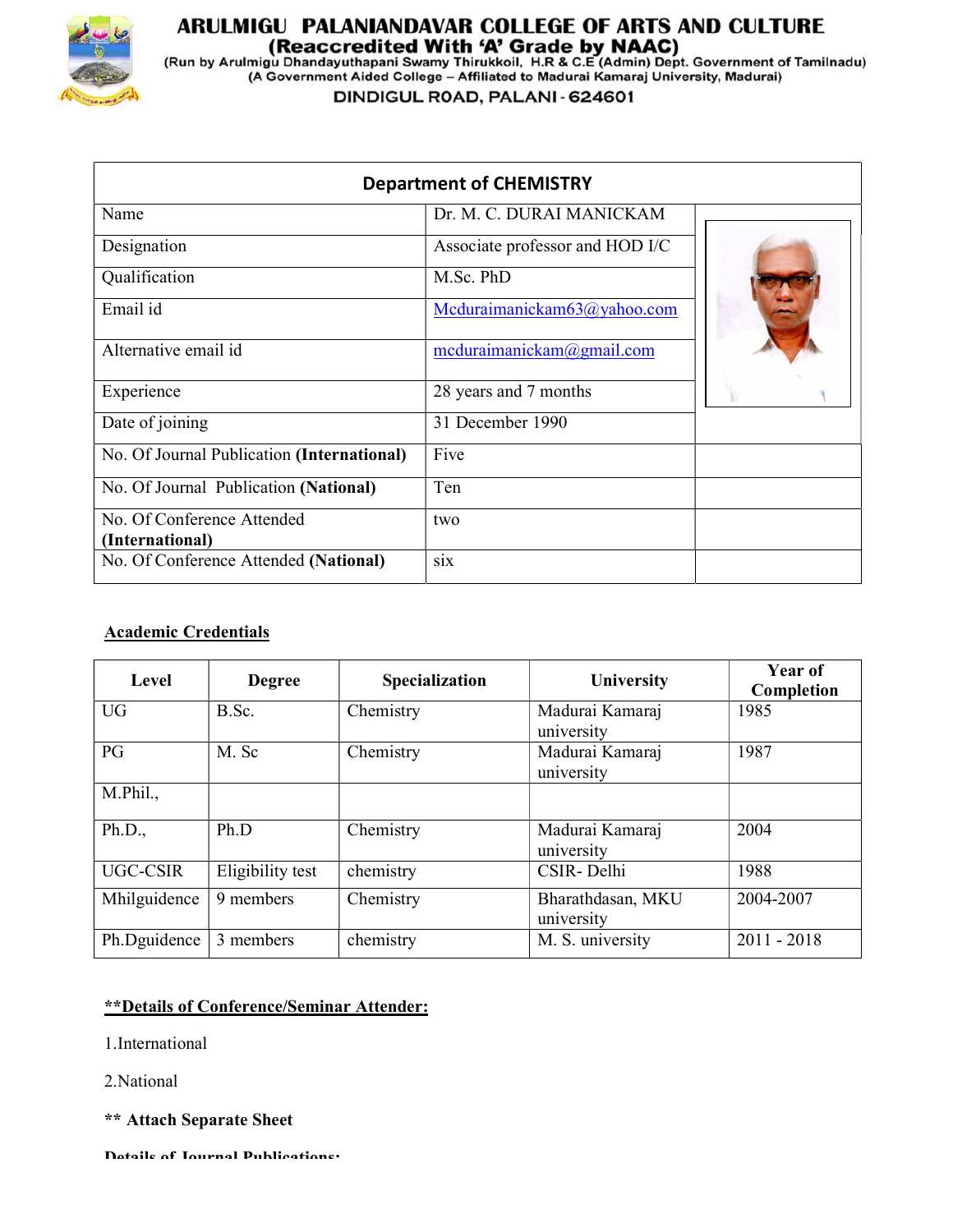# ARULMIGU PALANIANDAVAR COLLEGE OF ARTS AND CULTURE

**(Reaccredited With 'A' Grade by NAAC)**

(Run by Arulmigu Dhandayuthapani Swamy Thirukkoil, H.R & C.E (Admin) Dept. Government of Tamilnadu)
(A Government Aided College – Affiliated to Madurai Kamaraj University, Madurai)

DINDIGUL ROAD, PALANI - 624601

## Department of CHEMISTRY

| | | |
|---|---|---|
| Name | Dr. M. C. DURAI MANICKAM | |
| Designation | Associate professor and HOD I/C | |
| Qualification | M.Sc. PhD | |
| Email id | Mcduraimanickam63@yahoo.com | |
| Alternative email id | mcduraimanickam@gmail.com | |
| Experience | 28 years and 7 months | |
| Date of joining | 31 December 1990 | |
| No. Of Journal Publication **(International)** | Five | |
| No. Of Journal Publication **(National)** | Ten | |
| No. Of Conference Attended **(International)** | two | |
| No. Of Conference Attended **(National)** | six | |

**Academic Credentials**

| Level | Degree | Specialization | University | Year of Completion |
|---|---|---|---|---|
| UG | B.Sc. | Chemistry | Madurai Kamaraj university | 1985 |
| PG | M. Sc | Chemistry | Madurai Kamaraj university | 1987 |
| M.Phil., | | | | |
| Ph.D., | Ph.D | Chemistry | Madurai Kamaraj university | 2004 |
| UGC-CSIR | Eligibility test | chemistry | CSIR- Delhi | 1988 |
| Mhilguidence | 9 members | Chemistry | Bharathdasan, MKU university | 2004-2007 |
| Ph.Dguidence | 3 members | chemistry | M. S. university | 2011 - 2018 |

**\*\*Details of Conference/Seminar Attender:**

1.International

2.National

**\*\* Attach Separate Sheet**

**Details of Journal Publications:**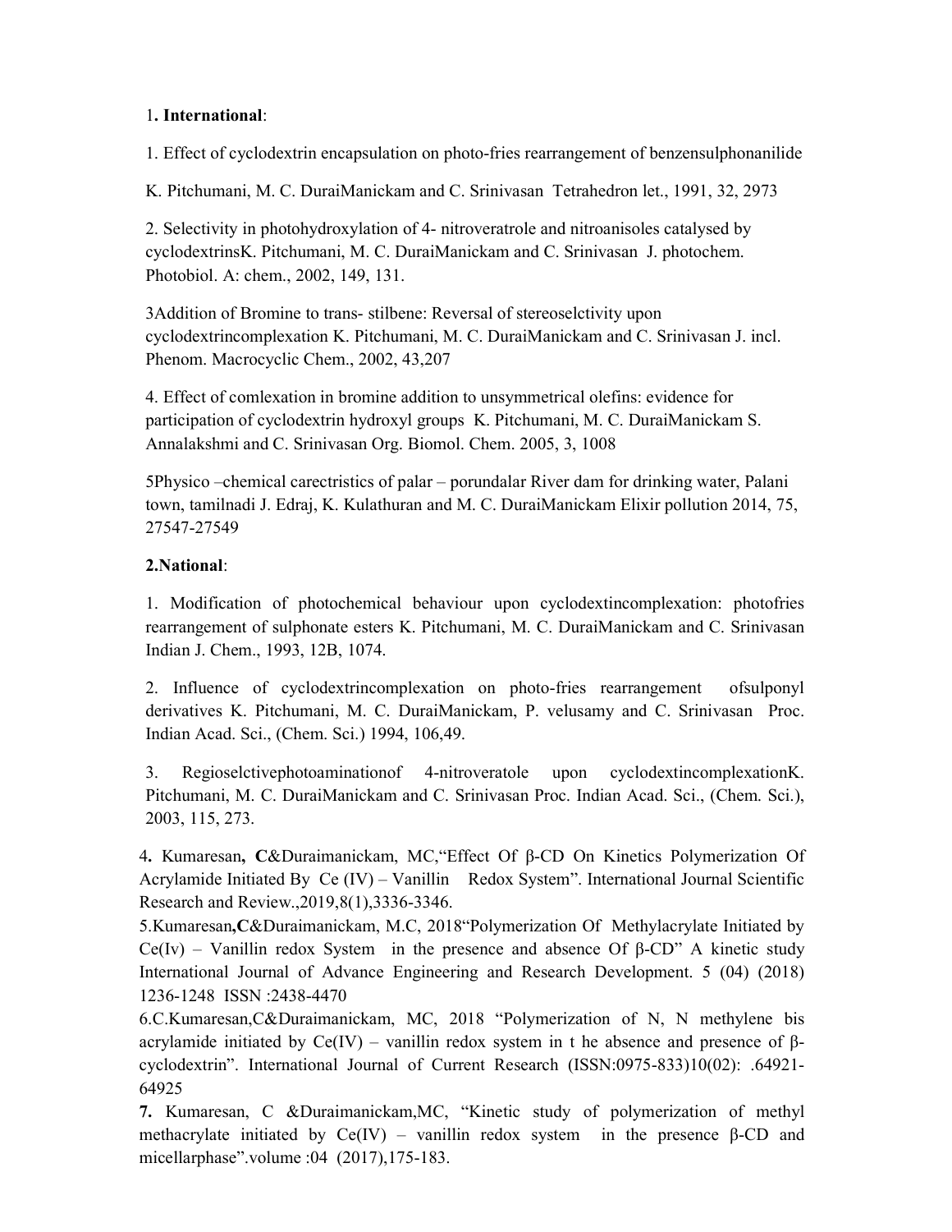1**. International**:

1. Effect of cyclodextrin encapsulation on photo-fries rearrangement of benzensulphonanilide

K. Pitchumani, M. C. DuraiManickam and C. Srinivasan Tetrahedron let., 1991, 32, 2973

2. Selectivity in photohydroxylation of 4- nitroveratrole and nitroanisoles catalysed by cyclodextrinsK. Pitchumani, M. C. DuraiManickam and C. Srinivasan J. photochem. Photobiol. A: chem., 2002, 149, 131.

3Addition of Bromine to trans- stilbene: Reversal of stereoselctivity upon cyclodextrincomplexation K. Pitchumani, M. C. DuraiManickam and C. Srinivasan J. incl. Phenom. Macrocyclic Chem., 2002, 43,207

4. Effect of comlexation in bromine addition to unsymmetrical olefins: evidence for participation of cyclodextrin hydroxyl groups K. Pitchumani, M. C. DuraiManickam S. Annalakshmi and C. Srinivasan Org. Biomol. Chem. 2005, 3, 1008

5Physico –chemical carectristics of palar – porundalar River dam for drinking water, Palani town, tamilnadi J. Edraj, K. Kulathuran and M. C. DuraiManickam Elixir pollution 2014, 75, 27547-27549

**2.National**:

1. Modification of photochemical behaviour upon cyclodextincomplexation: photofries rearrangement of sulphonate esters K. Pitchumani, M. C. DuraiManickam and C. Srinivasan Indian J. Chem., 1993, 12B, 1074.

2. Influence of cyclodextrincomplexation on photo-fries rearrangement ofsulponyl derivatives K. Pitchumani, M. C. DuraiManickam, P. velusamy and C. Srinivasan Proc. Indian Acad. Sci., (Chem. Sci.) 1994, 106,49.

3. Regioselctivephotoaminationof 4-nitroveratole upon cyclodextincomplexationK. Pitchumani, M. C. DuraiManickam and C. Srinivasan Proc. Indian Acad. Sci., (Chem. Sci.), 2003, 115, 273.

**4.** Kumaresan**, C**&Duraimanickam, MC,"Effect Of β-CD On Kinetics Polymerization Of Acrylamide Initiated By Ce (IV) – Vanillin Redox System". International Journal Scientific Research and Review.,2019,8(1),3336-3346.

5.Kumaresan**,C**&Duraimanickam, M.C, 2018"Polymerization Of Methylacrylate Initiated by Ce(Iv) – Vanillin redox System in the presence and absence Of β-CD" A kinetic study International Journal of Advance Engineering and Research Development. 5 (04) (2018) 1236-1248 ISSN :2438-4470

6.C.Kumaresan,C&Duraimanickam, MC, 2018 "Polymerization of N, N methylene bis acrylamide initiated by Ce(IV) – vanillin redox system in t he absence and presence of β-cyclodextrin". International Journal of Current Research (ISSN:0975-833)10(02): .64921-64925

**7.** Kumaresan, C &Duraimanickam,MC, "Kinetic study of polymerization of methyl methacrylate initiated by Ce(IV) – vanillin redox system in the presence β-CD and micellarphase".volume :04 (2017),175-183.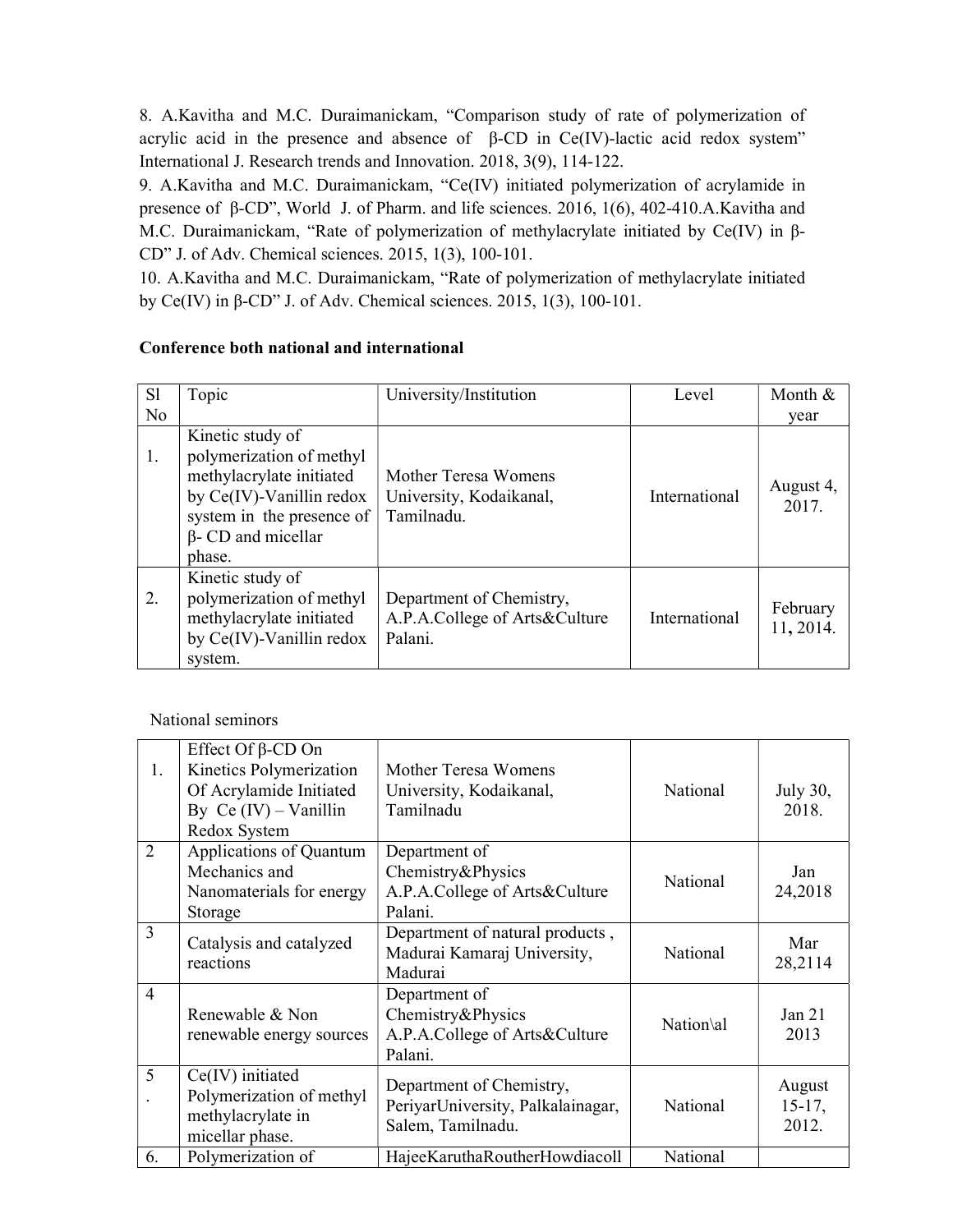8. A.Kavitha and M.C. Duraimanickam, "Comparison study of rate of polymerization of acrylic acid in the presence and absence of β-CD in Ce(IV)-lactic acid redox system" International J. Research trends and Innovation. 2018, 3(9), 114-122.

9. A.Kavitha and M.C. Duraimanickam, "Ce(IV) initiated polymerization of acrylamide in presence of β-CD", World J. of Pharm. and life sciences. 2016, 1(6), 402-410.A.Kavitha and M.C. Duraimanickam, "Rate of polymerization of methylacrylate initiated by Ce(IV) in β-CD" J. of Adv. Chemical sciences. 2015, 1(3), 100-101.

10. A.Kavitha and M.C. Duraimanickam, "Rate of polymerization of methylacrylate initiated by Ce(IV) in β-CD" J. of Adv. Chemical sciences. 2015, 1(3), 100-101.

**Conference both national and international**

| Sl No | Topic | University/Institution | Level | Month & year |
|---|---|---|---|---|
| 1. | Kinetic study of polymerization of methyl methylacrylate initiated by Ce(IV)-Vanillin redox system in the presence of β- CD and micellar phase. | Mother Teresa Womens University, Kodaikanal, Tamilnadu. | International | August 4, 2017. |
| 2. | Kinetic study of polymerization of methyl methylacrylate initiated by Ce(IV)-Vanillin redox system. | Department of Chemistry, A.P.A.College of Arts&Culture Palani. | International | February 11, 2014. |

National seminors

| | | | | |
|---|---|---|---|---|
| 1. | Effect Of β-CD On Kinetics Polymerization Of Acrylamide Initiated By Ce (IV) – Vanillin Redox System | Mother Teresa Womens University, Kodaikanal, Tamilnadu | National | July 30, 2018. |
| 2 | Applications of Quantum Mechanics and Nanomaterials for energy Storage | Department of Chemistry&Physics A.P.A.College of Arts&Culture Palani. | National | Jan 24,2018 |
| 3 | Catalysis and catalyzed reactions | Department of natural products , Madurai Kamaraj University, Madurai | National | Mar 28,2114 |
| 4 | Renewable & Non renewable energy sources | Department of Chemistry&Physics A.P.A.College of Arts&Culture Palani. | Nation\al | Jan 21 2013 |
| 5. | Ce(IV) initiated Polymerization of methyl methylacrylate in micellar phase. | Department of Chemistry, PeriyarUniversity, Palkalainagar, Salem, Tamilnadu. | National | August 15-17, 2012. |
| 6. | Polymerization of | HajeeKaruthaRoutherHowdiacoll | National | |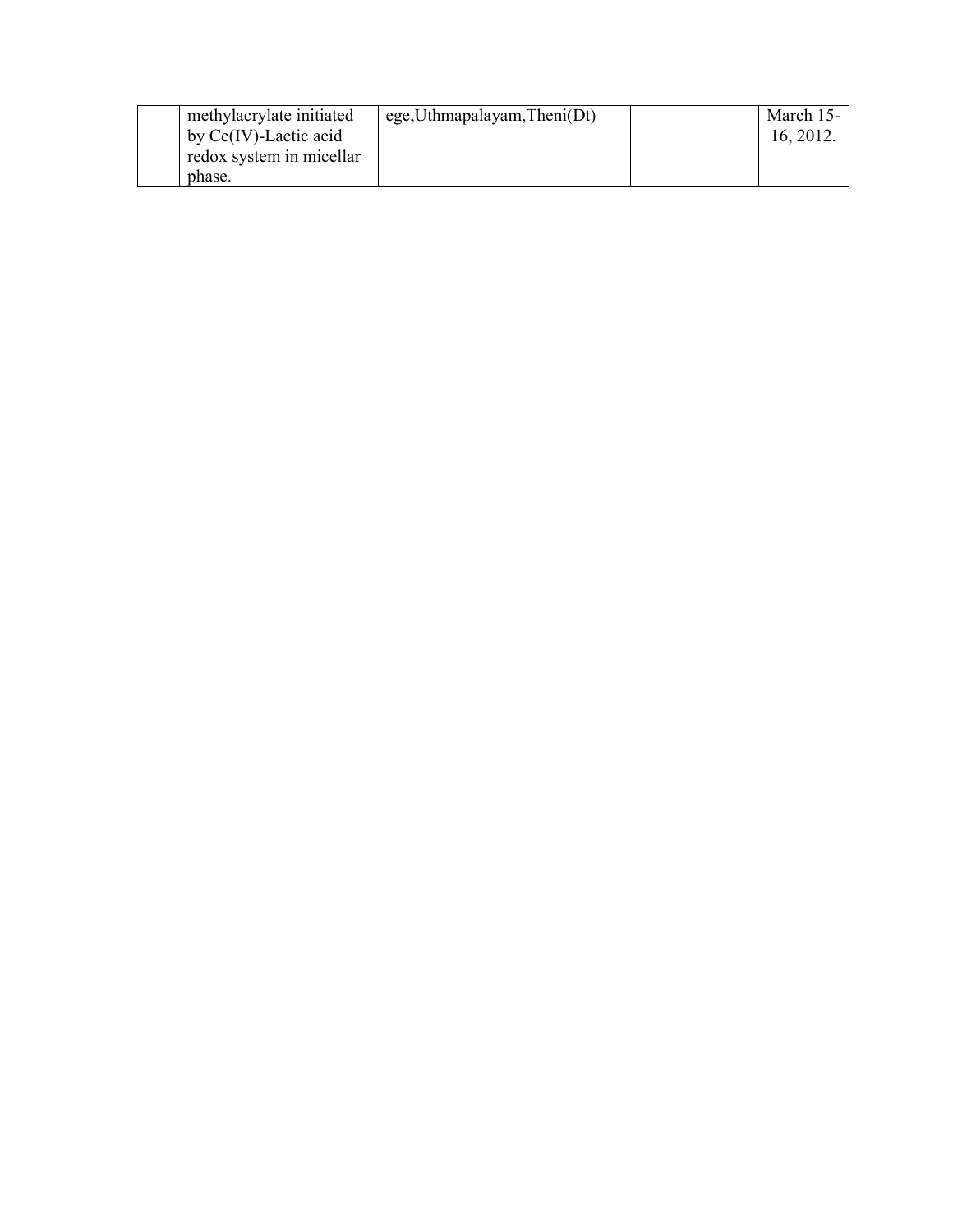| | | | | |
|---|---|---|---|---|
| | methylacrylate initiated by Ce(IV)-Lactic acid redox system in micellar phase. | ege,Uthmapalayam,Theni(Dt) | | March 15-16, 2012. |